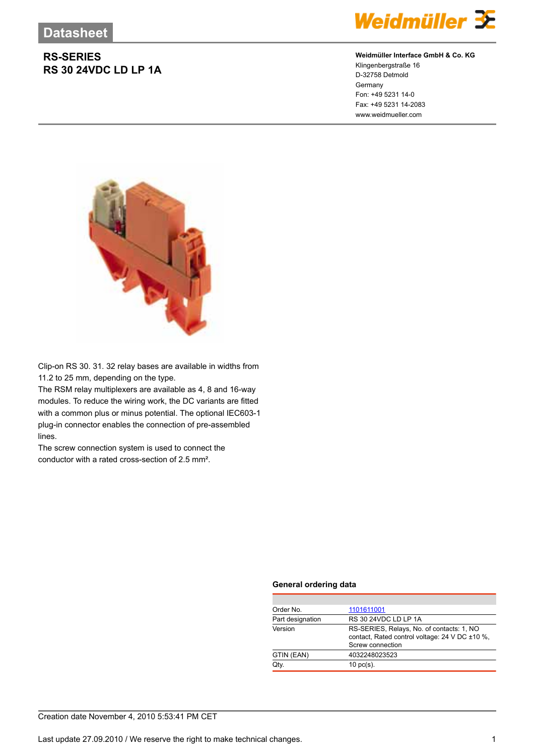# Datasheet

## RS-SERIES
## RS 30 24VDC LD LP 1A

**Weidmüller Interface GmbH & Co. KG**
Klingenbergstraße 16
D-32758 Detmold
Germany
Fon: +49 5231 14-0
Fax: +49 5231 14-2083
www.weidmueller.com

Clip-on RS 30. 31. 32 relay bases are available in widths from 11.2 to 25 mm, depending on the type.
The RSM relay multiplexers are available as 4, 8 and 16-way modules. To reduce the wiring work, the DC variants are fitted with a common plus or minus potential. The optional IEC603-1 plug-in connector enables the connection of pre-assembled lines.
The screw connection system is used to connect the conductor with a rated cross-section of 2.5 mm².

### General ordering data

| | |
|---|---|
| Order No. | 1101611001 |
| Part designation | RS 30 24VDC LD LP 1A |
| Version | RS-SERIES, Relays, No. of contacts: 1, NO contact, Rated control voltage: 24 V DC ±10 %, Screw connection |
| GTIN (EAN) | 4032248023523 |
| Qty. | 10 pc(s). |

Creation date November 4, 2010 5:53:41 PM CET

Last update 27.09.2010 / We reserve the right to make technical changes.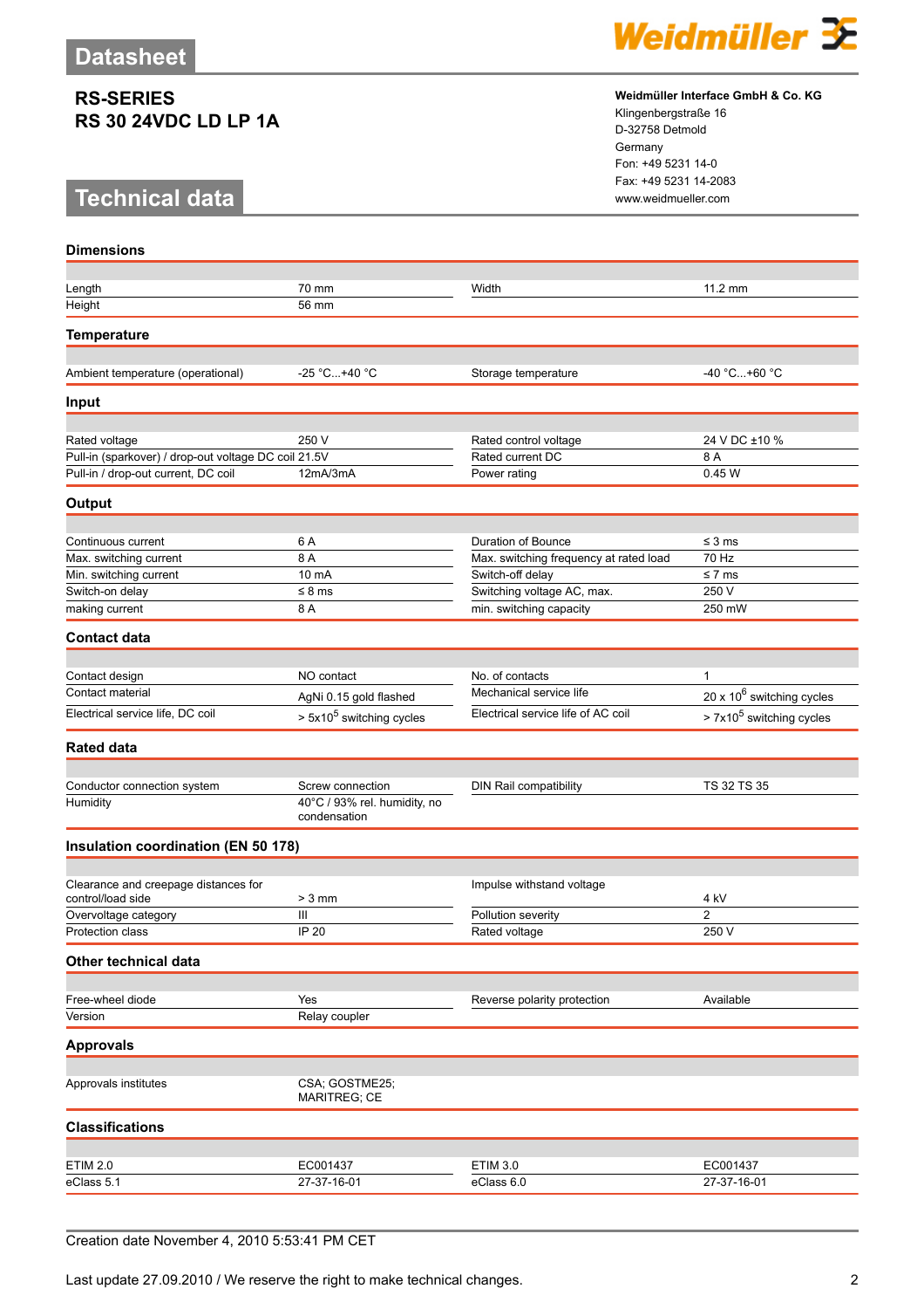Datasheet

**RS-SERIES**
**RS 30 24VDC LD LP 1A**

**Weidmüller Interface GmbH & Co. KG**
Klingenbergstraße 16
D-32758 Detmold
Germany
Fon: +49 5231 14-0
Fax: +49 5231 14-2083
www.weidmueller.com

# Technical data

## Dimensions

| | | | |
|---|---|---|---|
| Length | 70 mm | Width | 11.2 mm |
| Height | 56 mm | | |

## Temperature

| | | | |
|---|---|---|---|
| Ambient temperature (operational) | -25 °C...+40 °C | Storage temperature | -40 °C...+60 °C |

## Input

| | | | |
|---|---|---|---|
| Rated voltage | 250 V | Rated control voltage | 24 V DC ±10 % |
| Pull-in (sparkover) / drop-out voltage DC coil | 21.5V | Rated current DC | 8 A |
| Pull-in / drop-out current, DC coil | 12mA/3mA | Power rating | 0.45 W |

## Output

| | | | |
|---|---|---|---|
| Continuous current | 6 A | Duration of Bounce | ≤ 3 ms |
| Max. switching current | 8 A | Max. switching frequency at rated load | 70 Hz |
| Min. switching current | 10 mA | Switch-off delay | ≤ 7 ms |
| Switch-on delay | ≤ 8 ms | Switching voltage AC, max. | 250 V |
| making current | 8 A | min. switching capacity | 250 mW |

## Contact data

| | | | |
|---|---|---|---|
| Contact design | NO contact | No. of contacts | 1 |
| Contact material | AgNi 0.15 gold flashed | Mechanical service life | 20 x $10^6$ switching cycles |
| Electrical service life, DC coil | > 5x$10^5$ switching cycles | Electrical service life of AC coil | > 7x$10^5$ switching cycles |

## Rated data

| | | | |
|---|---|---|---|
| Conductor connection system | Screw connection | DIN Rail compatibility | TS 32 TS 35 |
| Humidity | 40°C / 93% rel. humidity, no condensation | | |

## Insulation coordination (EN 50 178)

| | | | |
|---|---|---|---|
| Clearance and creepage distances for control/load side | > 3 mm | Impulse withstand voltage | 4 kV |
| Overvoltage category | III | Pollution severity | 2 |
| Protection class | IP 20 | Rated voltage | 250 V |

## Other technical data

| | | | |
|---|---|---|---|
| Free-wheel diode | Yes | Reverse polarity protection | Available |
| Version | Relay coupler | | |

## Approvals

| | |
|---|---|
| Approvals institutes | CSA; GOSTME25; MARITREG; CE |

## Classifications

| | | | |
|---|---|---|---|
| ETIM 2.0 | EC001437 | ETIM 3.0 | EC001437 |
| eClass 5.1 | 27-37-16-01 | eClass 6.0 | 27-37-16-01 |

Creation date November 4, 2010 5:53:41 PM CET

Last update 27.09.2010 / We reserve the right to make technical changes.